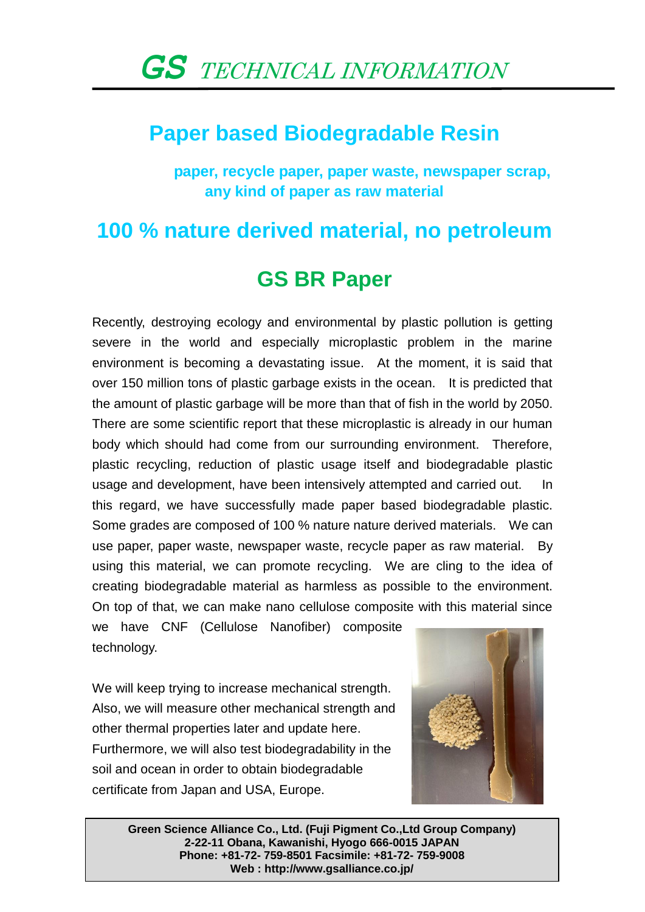# *GS* *TECHNICAL INFORMATION*

## Paper based Biodegradable Resin

**paper, recycle paper, paper waste, newspaper scrap, any kind of paper as raw material**

## 100 % nature derived material, no petroleum

## GS BR Paper

Recently, destroying ecology and environmental by plastic pollution is getting severe in the world and especially microplastic problem in the marine environment is becoming a devastating issue. At the moment, it is said that over 150 million tons of plastic garbage exists in the ocean. It is predicted that the amount of plastic garbage will be more than that of fish in the world by 2050. There are some scientific report that these microplastic is already in our human body which should had come from our surrounding environment. Therefore, plastic recycling, reduction of plastic usage itself and biodegradable plastic usage and development, have been intensively attempted and carried out. In this regard, we have successfully made paper based biodegradable plastic. Some grades are composed of 100 % nature nature derived materials. We can use paper, paper waste, newspaper waste, recycle paper as raw material. By using this material, we can promote recycling. We are cling to the idea of creating biodegradable material as harmless as possible to the environment. On top of that, we can make nano cellulose composite with this material since we have CNF (Cellulose Nanofiber) composite technology.

We will keep trying to increase mechanical strength. Also, we will measure other mechanical strength and other thermal properties later and update here. Furthermore, we will also test biodegradability in the soil and ocean in order to obtain biodegradable certificate from Japan and USA, Europe.

**Green Science Alliance Co., Ltd. (Fuji Pigment Co.,Ltd Group Company)**
**2-22-11 Obana, Kawanishi, Hyogo 666-0015 JAPAN**
**Phone: +81-72- 759-8501 Facsimile: +81-72- 759-9008**
**Web : http://www.gsalliance.co.jp/**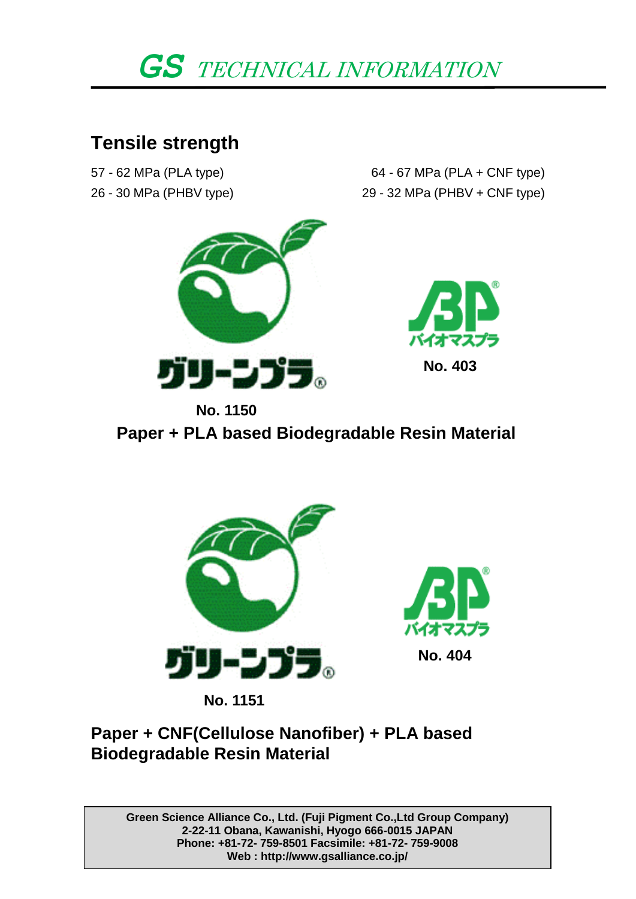# *GS TECHNICAL INFORMATION*

## Tensile strength

57 - 62 MPa (PLA type)

64 - 67 MPa (PLA + CNF type)

26 - 30 MPa (PHBV type)

29 - 32 MPa (PHBV + CNF type)

グリーンプラ®

**No. 1150**

バイオマスプラ

**No. 403**

**Paper + PLA based Biodegradable Resin Material**

グリーンプラ®

**No. 1151**

バイオマスプラ

**No. 404**

**Paper + CNF(Cellulose Nanofiber) + PLA based Biodegradable Resin Material**

**Green Science Alliance Co., Ltd. (Fuji Pigment Co.,Ltd Group Company)**
**2-22-11 Obana, Kawanishi, Hyogo 666-0015 JAPAN**
**Phone: +81-72- 759-8501 Facsimile: +81-72- 759-9008**
**Web : http://www.gsalliance.co.jp/**